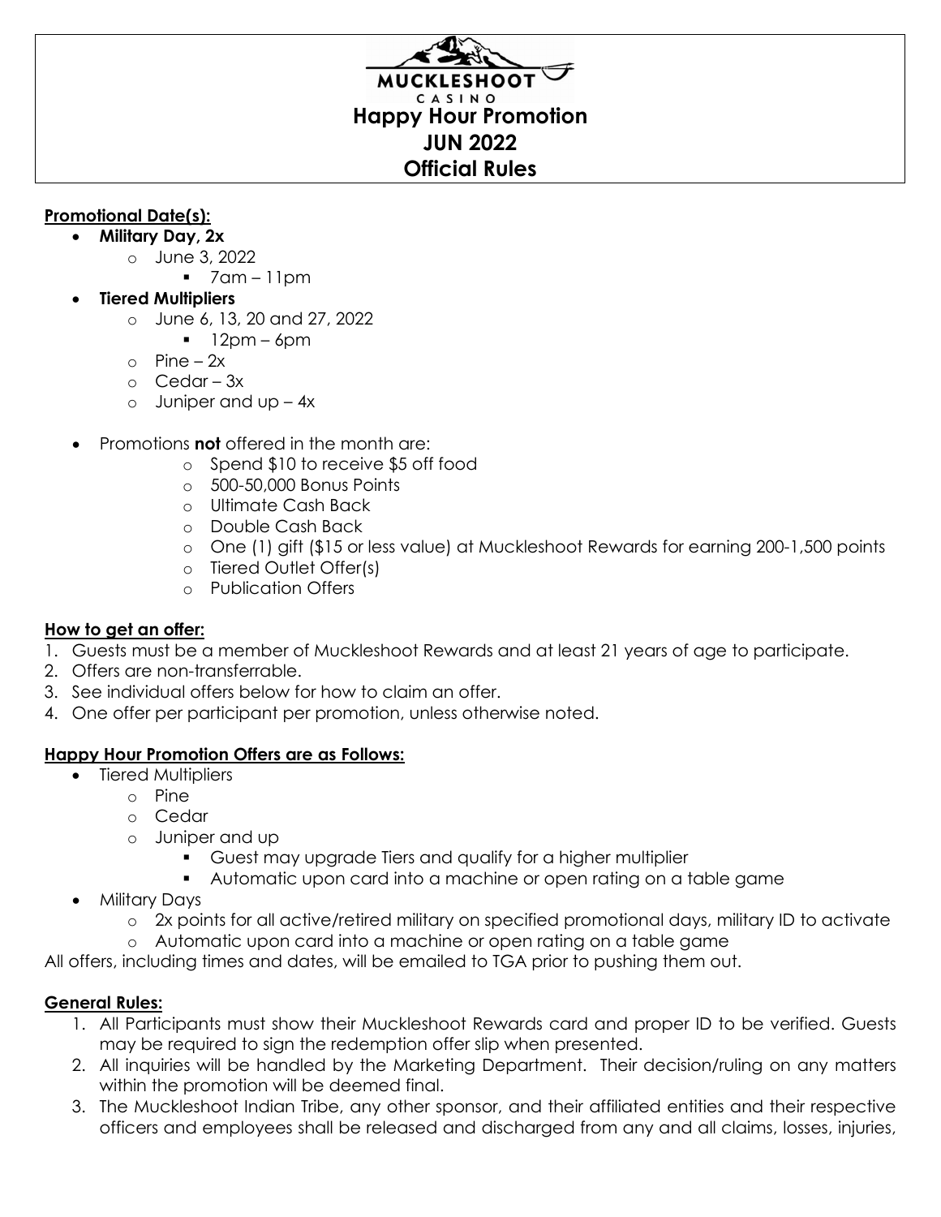MUCKLESHOOT CASINO

# Happy Hour Promotion
# JUN 2022
# Official Rules

**Promotional Date(s):**

- **Military Day, 2x**
  - June 3, 2022
    - 7am – 11pm
- **Tiered Multipliers**
  - June 6, 13, 20 and 27, 2022
    - 12pm – 6pm
  - Pine – 2x
  - Cedar – 3x
  - Juniper and up – 4x
- Promotions **not** offered in the month are:
  - Spend $10 to receive $5 off food
  - 500-50,000 Bonus Points
  - Ultimate Cash Back
  - Double Cash Back
  - One (1) gift ($15 or less value) at Muckleshoot Rewards for earning 200-1,500 points
  - Tiered Outlet Offer(s)
  - Publication Offers

**How to get an offer:**

1. Guests must be a member of Muckleshoot Rewards and at least 21 years of age to participate.
2. Offers are non-transferrable.
3. See individual offers below for how to claim an offer.
4. One offer per participant per promotion, unless otherwise noted.

**Happy Hour Promotion Offers are as Follows:**

- Tiered Multipliers
  - Pine
  - Cedar
  - Juniper and up
    - Guest may upgrade Tiers and qualify for a higher multiplier
    - Automatic upon card into a machine or open rating on a table game
- Military Days
  - 2x points for all active/retired military on specified promotional days, military ID to activate
  - Automatic upon card into a machine or open rating on a table game

All offers, including times and dates, will be emailed to TGA prior to pushing them out.

**General Rules:**

1. All Participants must show their Muckleshoot Rewards card and proper ID to be verified. Guests may be required to sign the redemption offer slip when presented.
2. All inquiries will be handled by the Marketing Department. Their decision/ruling on any matters within the promotion will be deemed final.
3. The Muckleshoot Indian Tribe, any other sponsor, and their affiliated entities and their respective officers and employees shall be released and discharged from any and all claims, losses, injuries,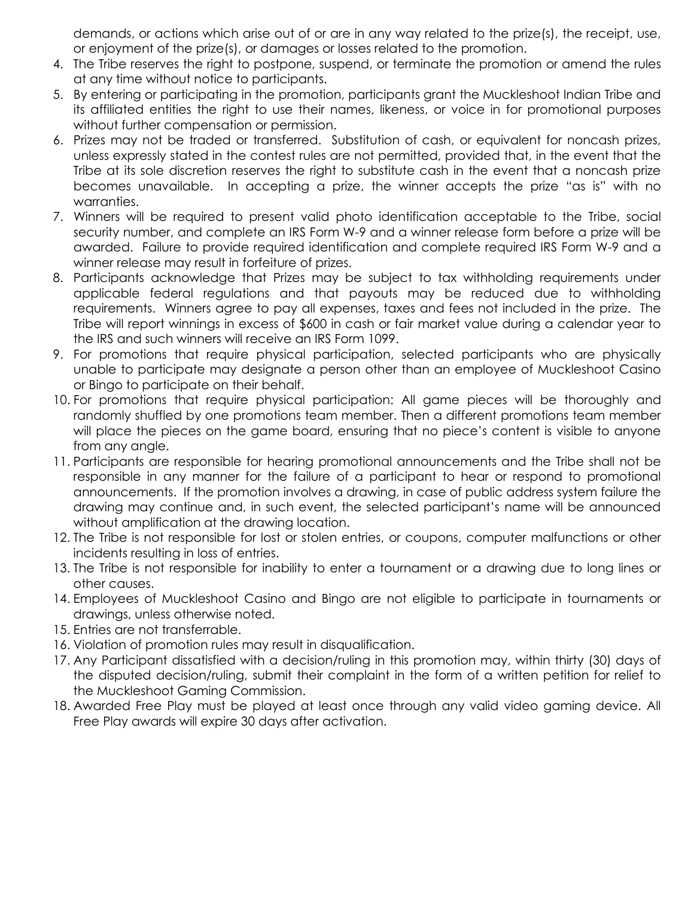demands, or actions which arise out of or are in any way related to the prize(s), the receipt, use, or enjoyment of the prize(s), or damages or losses related to the promotion.

4. The Tribe reserves the right to postpone, suspend, or terminate the promotion or amend the rules at any time without notice to participants.
5. By entering or participating in the promotion, participants grant the Muckleshoot Indian Tribe and its affiliated entities the right to use their names, likeness, or voice in for promotional purposes without further compensation or permission.
6. Prizes may not be traded or transferred. Substitution of cash, or equivalent for noncash prizes, unless expressly stated in the contest rules are not permitted, provided that, in the event that the Tribe at its sole discretion reserves the right to substitute cash in the event that a noncash prize becomes unavailable. In accepting a prize, the winner accepts the prize "as is" with no warranties.
7. Winners will be required to present valid photo identification acceptable to the Tribe, social security number, and complete an IRS Form W-9 and a winner release form before a prize will be awarded. Failure to provide required identification and complete required IRS Form W-9 and a winner release may result in forfeiture of prizes.
8. Participants acknowledge that Prizes may be subject to tax withholding requirements under applicable federal regulations and that payouts may be reduced due to withholding requirements. Winners agree to pay all expenses, taxes and fees not included in the prize. The Tribe will report winnings in excess of $600 in cash or fair market value during a calendar year to the IRS and such winners will receive an IRS Form 1099.
9. For promotions that require physical participation, selected participants who are physically unable to participate may designate a person other than an employee of Muckleshoot Casino or Bingo to participate on their behalf.
10. For promotions that require physical participation: All game pieces will be thoroughly and randomly shuffled by one promotions team member. Then a different promotions team member will place the pieces on the game board, ensuring that no piece's content is visible to anyone from any angle.
11. Participants are responsible for hearing promotional announcements and the Tribe shall not be responsible in any manner for the failure of a participant to hear or respond to promotional announcements. If the promotion involves a drawing, in case of public address system failure the drawing may continue and, in such event, the selected participant's name will be announced without amplification at the drawing location.
12. The Tribe is not responsible for lost or stolen entries, or coupons, computer malfunctions or other incidents resulting in loss of entries.
13. The Tribe is not responsible for inability to enter a tournament or a drawing due to long lines or other causes.
14. Employees of Muckleshoot Casino and Bingo are not eligible to participate in tournaments or drawings, unless otherwise noted.
15. Entries are not transferrable.
16. Violation of promotion rules may result in disqualification.
17. Any Participant dissatisfied with a decision/ruling in this promotion may, within thirty (30) days of the disputed decision/ruling, submit their complaint in the form of a written petition for relief to the Muckleshoot Gaming Commission.
18. Awarded Free Play must be played at least once through any valid video gaming device. All Free Play awards will expire 30 days after activation.